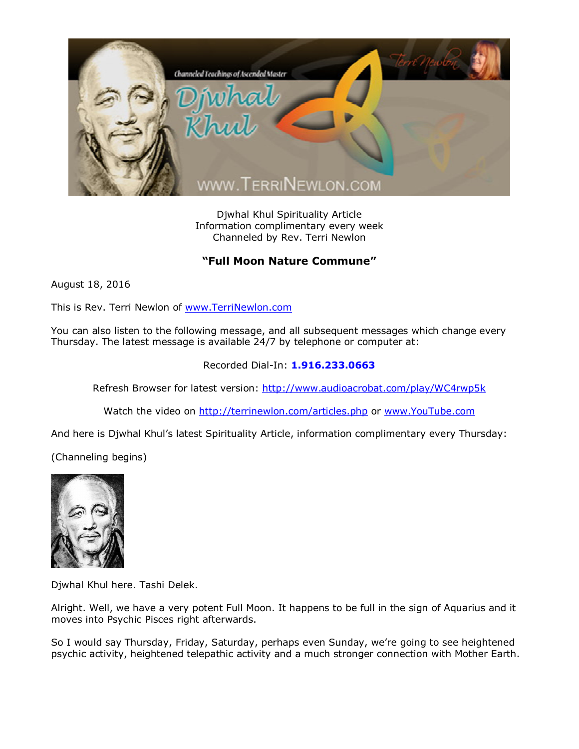Djwhal Khul Spirituality Article
Information complimentary every week
Channeled by Rev. Terri Newlon

## "Full Moon Nature Commune"

August 18, 2016

This is Rev. Terri Newlon of www.TerriNewlon.com

You can also listen to the following message, and all subsequent messages which change every Thursday. The latest message is available 24/7 by telephone or computer at:

Recorded Dial-In: **1.916.233.0663**

Refresh Browser for latest version: http://www.audioacrobat.com/play/WC4rwp5k

Watch the video on http://terrinewlon.com/articles.php or www.YouTube.com

And here is Djwhal Khul's latest Spirituality Article, information complimentary every Thursday:

(Channeling begins)

Djwhal Khul here. Tashi Delek.

Alright. Well, we have a very potent Full Moon. It happens to be full in the sign of Aquarius and it moves into Psychic Pisces right afterwards.

So I would say Thursday, Friday, Saturday, perhaps even Sunday, we're going to see heightened psychic activity, heightened telepathic activity and a much stronger connection with Mother Earth.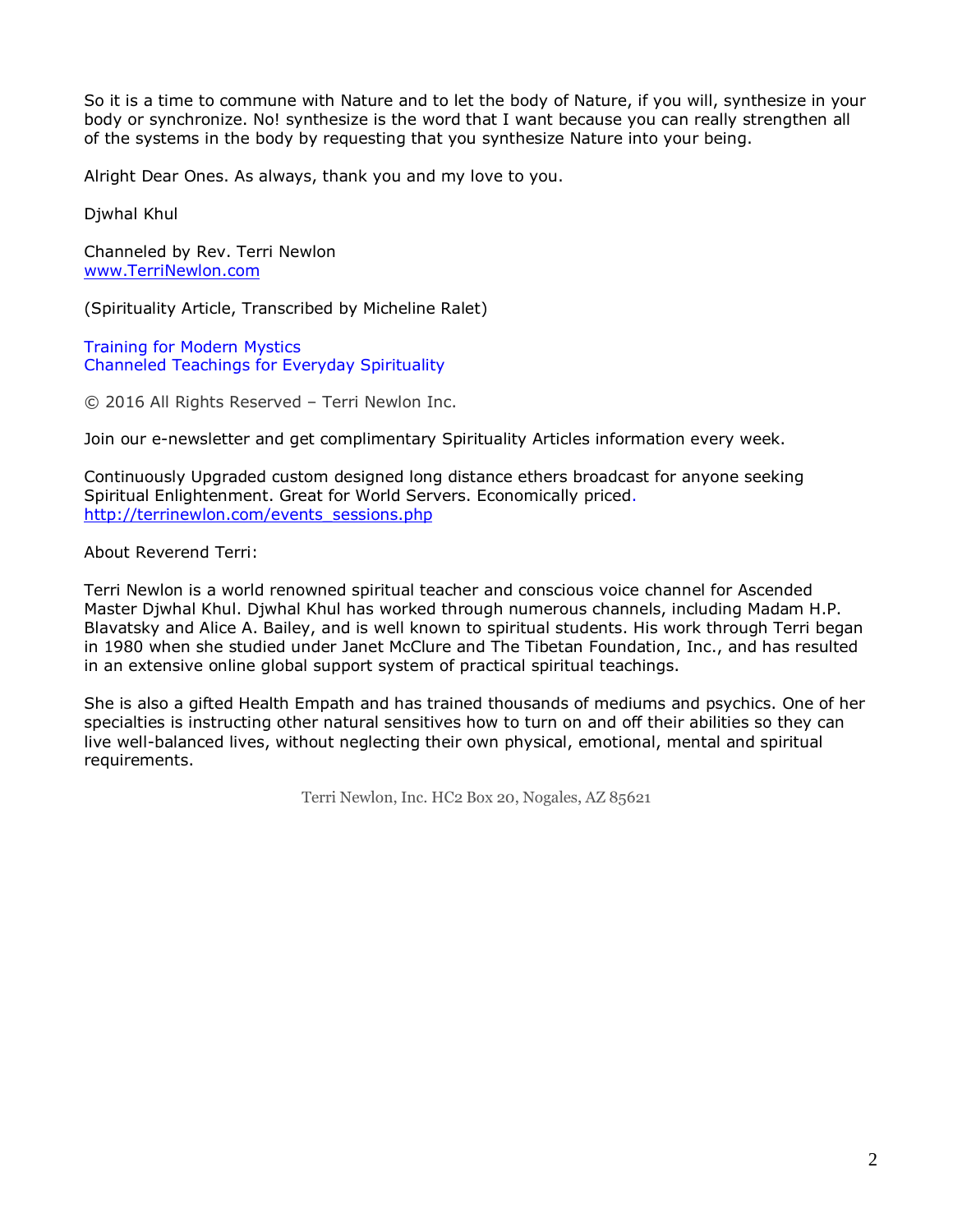So it is a time to commune with Nature and to let the body of Nature, if you will, synthesize in your body or synchronize. No! synthesize is the word that I want because you can really strengthen all of the systems in the body by requesting that you synthesize Nature into your being.

Alright Dear Ones. As always, thank you and my love to you.

Djwhal Khul

Channeled by Rev. Terri Newlon
www.TerriNewlon.com

(Spirituality Article, Transcribed by Micheline Ralet)

Training for Modern Mystics
Channeled Teachings for Everyday Spirituality

© 2016 All Rights Reserved – Terri Newlon Inc.

Join our e-newsletter and get complimentary Spirituality Articles information every week.

Continuously Upgraded custom designed long distance ethers broadcast for anyone seeking Spiritual Enlightenment. Great for World Servers. Economically priced.
http://terrinewlon.com/events_sessions.php

About Reverend Terri:

Terri Newlon is a world renowned spiritual teacher and conscious voice channel for Ascended Master Djwhal Khul. Djwhal Khul has worked through numerous channels, including Madam H.P. Blavatsky and Alice A. Bailey, and is well known to spiritual students. His work through Terri began in 1980 when she studied under Janet McClure and The Tibetan Foundation, Inc., and has resulted in an extensive online global support system of practical spiritual teachings.

She is also a gifted Health Empath and has trained thousands of mediums and psychics. One of her specialties is instructing other natural sensitives how to turn on and off their abilities so they can live well-balanced lives, without neglecting their own physical, emotional, mental and spiritual requirements.

Terri Newlon, Inc. HC2 Box 20, Nogales, AZ 85621